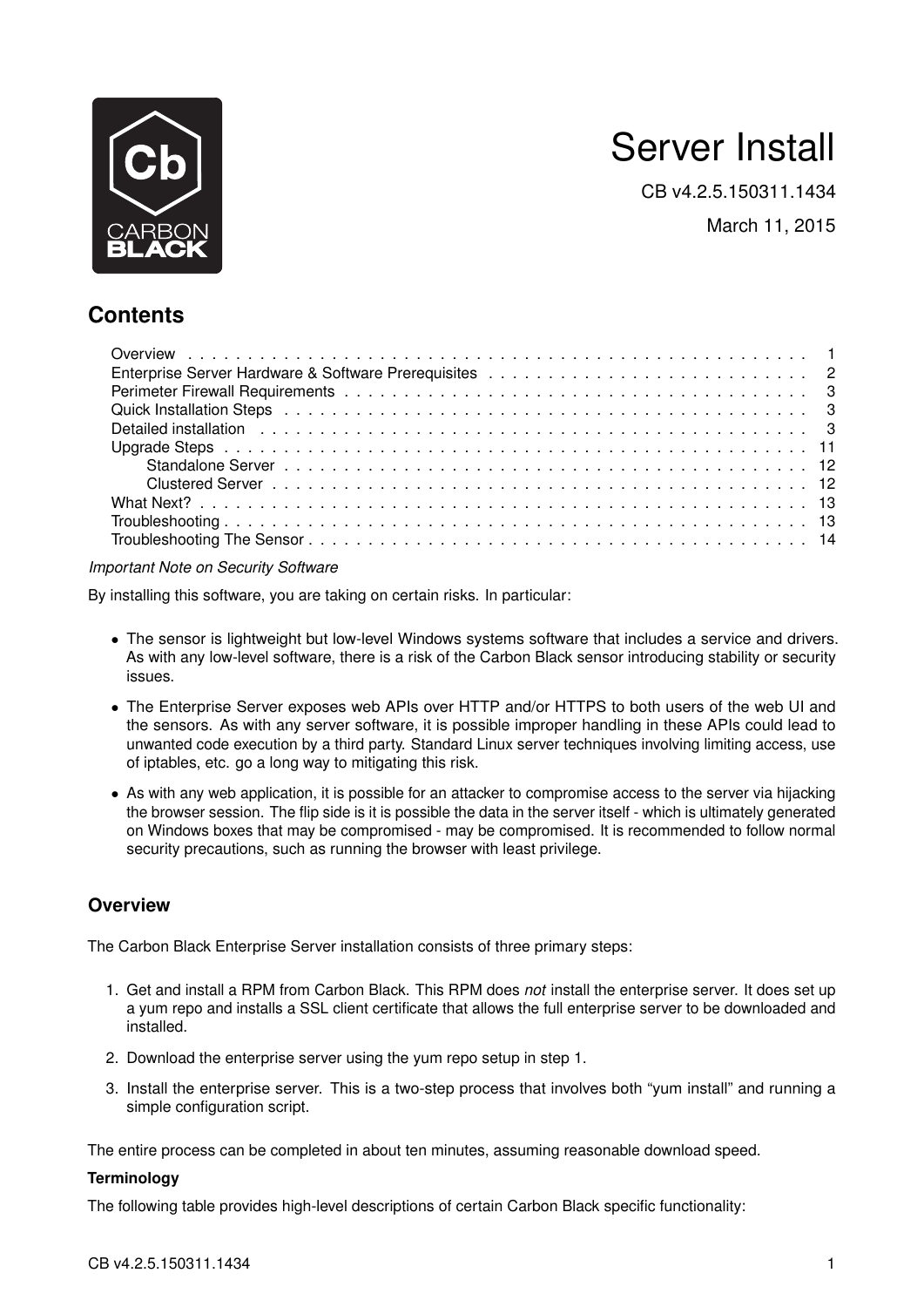# Server Install

CB v4.2.5.150311.1434

March 11, 2015

## Contents

| | |
|---|---|
| Overview | 1 |
| Enterprise Server Hardware & Software Prerequisites | 2 |
| Perimeter Firewall Requirements | 3 |
| Quick Installation Steps | 3 |
| Detailed installation | 3 |
| Upgrade Steps | 11 |
| Standalone Server | 12 |
| Clustered Server | 12 |
| What Next? | 13 |
| Troubleshooting | 13 |
| Troubleshooting The Sensor | 14 |

*Important Note on Security Software*

By installing this software, you are taking on certain risks. In particular:

- The sensor is lightweight but low-level Windows systems software that includes a service and drivers. As with any low-level software, there is a risk of the Carbon Black sensor introducing stability or security issues.
- The Enterprise Server exposes web APIs over HTTP and/or HTTPS to both users of the web UI and the sensors. As with any server software, it is possible improper handling in these APIs could lead to unwanted code execution by a third party. Standard Linux server techniques involving limiting access, use of iptables, etc. go a long way to mitigating this risk.
- As with any web application, it is possible for an attacker to compromise access to the server via hijacking the browser session. The flip side is it is possible the data in the server itself - which is ultimately generated on Windows boxes that may be compromised - may be compromised. It is recommended to follow normal security precautions, such as running the browser with least privilege.

## Overview

The Carbon Black Enterprise Server installation consists of three primary steps:

1. Get and install a RPM from Carbon Black. This RPM does *not* install the enterprise server. It does set up a yum repo and installs a SSL client certificate that allows the full enterprise server to be downloaded and installed.
2. Download the enterprise server using the yum repo setup in step 1.
3. Install the enterprise server. This is a two-step process that involves both "yum install" and running a simple configuration script.

The entire process can be completed in about ten minutes, assuming reasonable download speed.

**Terminology**

The following table provides high-level descriptions of certain Carbon Black specific functionality: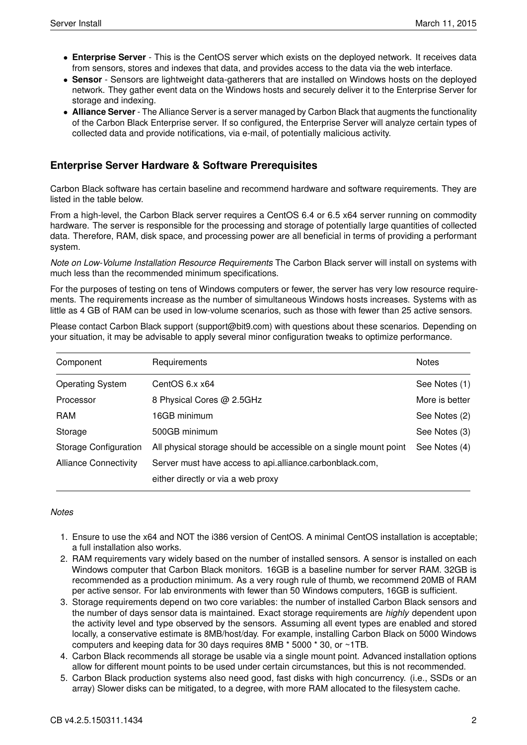- **Enterprise Server** - This is the CentOS server which exists on the deployed network. It receives data from sensors, stores and indexes that data, and provides access to the data via the web interface.
- **Sensor** - Sensors are lightweight data-gatherers that are installed on Windows hosts on the deployed network. They gather event data on the Windows hosts and securely deliver it to the Enterprise Server for storage and indexing.
- **Alliance Server** - The Alliance Server is a server managed by Carbon Black that augments the functionality of the Carbon Black Enterprise server. If so configured, the Enterprise Server will analyze certain types of collected data and provide notifications, via e-mail, of potentially malicious activity.

## Enterprise Server Hardware & Software Prerequisites

Carbon Black software has certain baseline and recommend hardware and software requirements. They are listed in the table below.

From a high-level, the Carbon Black server requires a CentOS 6.4 or 6.5 x64 server running on commodity hardware. The server is responsible for the processing and storage of potentially large quantities of collected data. Therefore, RAM, disk space, and processing power are all beneficial in terms of providing a performant system.

*Note on Low-Volume Installation Resource Requirements* The Carbon Black server will install on systems with much less than the recommended minimum specifications.

For the purposes of testing on tens of Windows computers or fewer, the server has very low resource requirements. The requirements increase as the number of simultaneous Windows hosts increases. Systems with as little as 4 GB of RAM can be used in low-volume scenarios, such as those with fewer than 25 active sensors.

Please contact Carbon Black support (support@bit9.com) with questions about these scenarios. Depending on your situation, it may be advisable to apply several minor configuration tweaks to optimize performance.

| Component | Requirements | Notes |
|---|---|---|
| Operating System | CentOS 6.x x64 | See Notes (1) |
| Processor | 8 Physical Cores @ 2.5GHz | More is better |
| RAM | 16GB minimum | See Notes (2) |
| Storage | 500GB minimum | See Notes (3) |
| Storage Configuration | All physical storage should be accessible on a single mount point | See Notes (4) |
| Alliance Connectivity | Server must have access to api.alliance.carbonblack.com, either directly or via a web proxy | |

*Notes*

1. Ensure to use the x64 and NOT the i386 version of CentOS. A minimal CentOS installation is acceptable; a full installation also works.
2. RAM requirements vary widely based on the number of installed sensors. A sensor is installed on each Windows computer that Carbon Black monitors. 16GB is a baseline number for server RAM. 32GB is recommended as a production minimum. As a very rough rule of thumb, we recommend 20MB of RAM per active sensor. For lab environments with fewer than 50 Windows computers, 16GB is sufficient.
3. Storage requirements depend on two core variables: the number of installed Carbon Black sensors and the number of days sensor data is maintained. Exact storage requirements are *highly* dependent upon the activity level and type observed by the sensors. Assuming all event types are enabled and stored locally, a conservative estimate is 8MB/host/day. For example, installing Carbon Black on 5000 Windows computers and keeping data for 30 days requires 8MB * 5000 * 30, or ~1TB.
4. Carbon Black recommends all storage be usable via a single mount point. Advanced installation options allow for different mount points to be used under certain circumstances, but this is not recommended.
5. Carbon Black production systems also need good, fast disks with high concurrency. (i.e., SSDs or an array) Slower disks can be mitigated, to a degree, with more RAM allocated to the filesystem cache.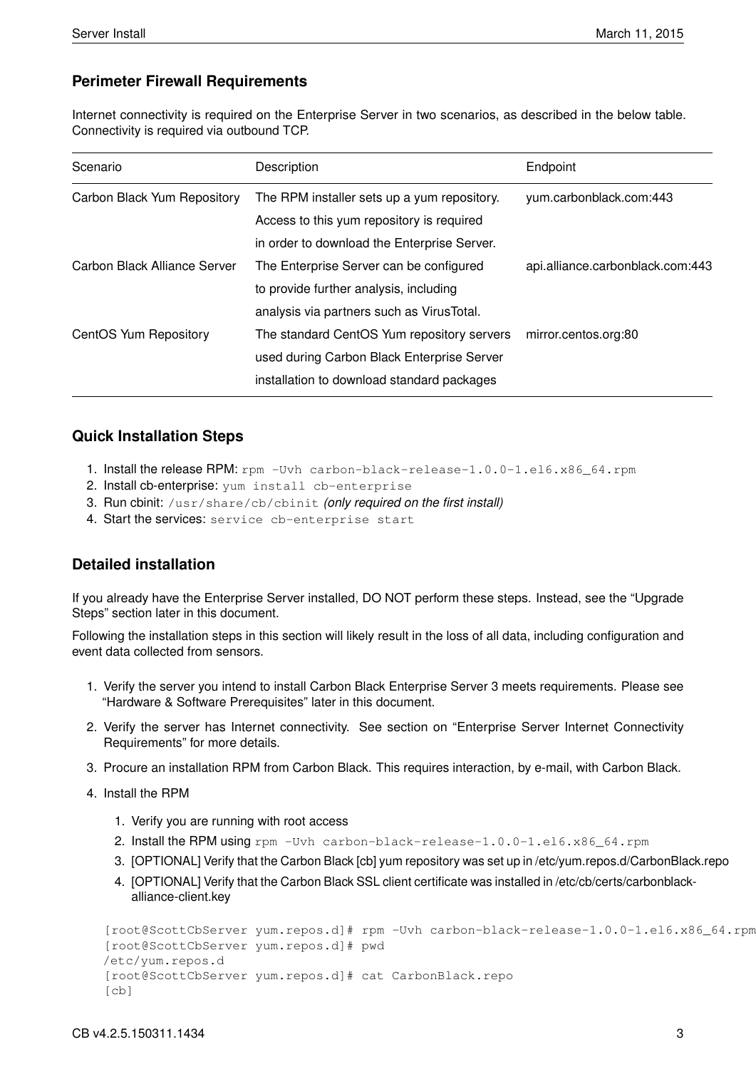## Perimeter Firewall Requirements

Internet connectivity is required on the Enterprise Server in two scenarios, as described in the below table. Connectivity is required via outbound TCP.

| Scenario | Description | Endpoint |
|---|---|---|
| Carbon Black Yum Repository | The RPM installer sets up a yum repository. Access to this yum repository is required in order to download the Enterprise Server. | yum.carbonblack.com:443 |
| Carbon Black Alliance Server | The Enterprise Server can be configured to provide further analysis, including analysis via partners such as VirusTotal. | api.alliance.carbonblack.com:443 |
| CentOS Yum Repository | The standard CentOS Yum repository servers used during Carbon Black Enterprise Server installation to download standard packages | mirror.centos.org:80 |

## Quick Installation Steps

1. Install the release RPM: `rpm -Uvh carbon-black-release-1.0.0-1.el6.x86_64.rpm`
2. Install cb-enterprise: `yum install cb-enterprise`
3. Run cbinit: `/usr/share/cb/cbinit` *(only required on the first install)*
4. Start the services: `service cb-enterprise start`

## Detailed installation

If you already have the Enterprise Server installed, DO NOT perform these steps. Instead, see the "Upgrade Steps" section later in this document.

Following the installation steps in this section will likely result in the loss of all data, including configuration and event data collected from sensors.

1. Verify the server you intend to install Carbon Black Enterprise Server 3 meets requirements. Please see "Hardware & Software Prerequisites" later in this document.
2. Verify the server has Internet connectivity. See section on "Enterprise Server Internet Connectivity Requirements" for more details.
3. Procure an installation RPM from Carbon Black. This requires interaction, by e-mail, with Carbon Black.
4. Install the RPM
    1. Verify you are running with root access
    2. Install the RPM using `rpm -Uvh carbon-black-release-1.0.0-1.el6.x86_64.rpm`
    3. [OPTIONAL] Verify that the Carbon Black [cb] yum repository was set up in /etc/yum.repos.d/CarbonBlack.repo
    4. [OPTIONAL] Verify that the Carbon Black SSL client certificate was installed in /etc/cb/certs/carbonblack-alliance-client.key

```
[root@ScottCbServer yum.repos.d]# rpm -Uvh carbon-black-release-1.0.0-1.el6.x86_64.rpm
[root@ScottCbServer yum.repos.d]# pwd
/etc/yum.repos.d
[root@ScottCbServer yum.repos.d]# cat CarbonBlack.repo
[cb]
```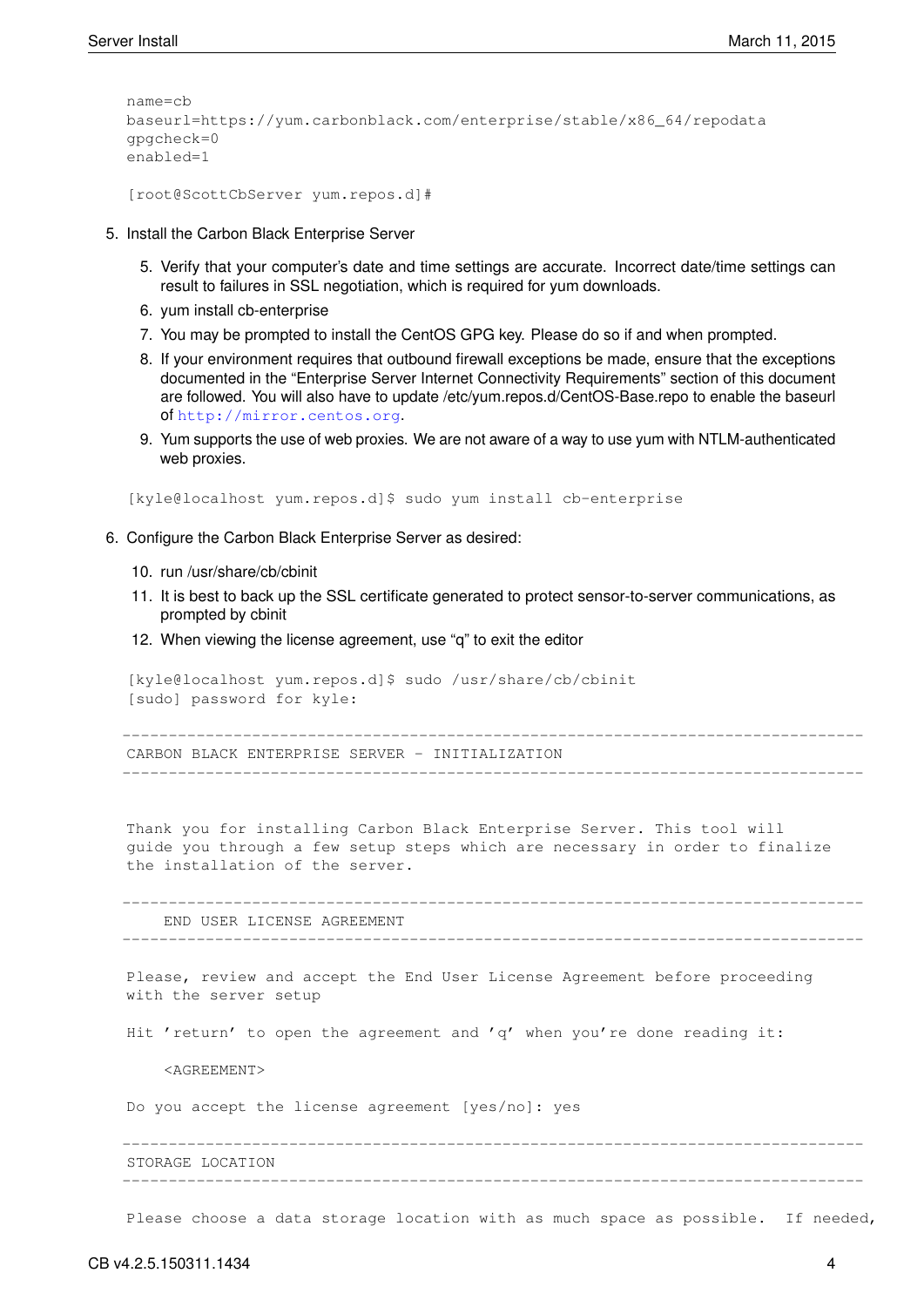```
name=cb
baseurl=https://yum.carbonblack.com/enterprise/stable/x86_64/repodata
gpgcheck=0
enabled=1

[root@ScottCbServer yum.repos.d]#
```

5. Install the Carbon Black Enterprise Server

    5. Verify that your computer's date and time settings are accurate. Incorrect date/time settings can result to failures in SSL negotiation, which is required for yum downloads.
    6. yum install cb-enterprise
    7. You may be prompted to install the CentOS GPG key. Please do so if and when prompted.
    8. If your environment requires that outbound firewall exceptions be made, ensure that the exceptions documented in the "Enterprise Server Internet Connectivity Requirements" section of this document are followed. You will also have to update /etc/yum.repos.d/CentOS-Base.repo to enable the baseurl of http://mirror.centos.org.
    9. Yum supports the use of web proxies. We are not aware of a way to use yum with NTLM-authenticated web proxies.

```
[kyle@localhost yum.repos.d]$ sudo yum install cb-enterprise
```

6. Configure the Carbon Black Enterprise Server as desired:

    10. run /usr/share/cb/cbinit
    11. It is best to back up the SSL certificate generated to protect sensor-to-server communications, as prompted by cbinit
    12. When viewing the license agreement, use "q" to exit the editor

```
[kyle@localhost yum.repos.d]$ sudo /usr/share/cb/cbinit
[sudo] password for kyle:

-------------------------------------------------------------------------------
CARBON BLACK ENTERPRISE SERVER - INITIALIZATION
-------------------------------------------------------------------------------


Thank you for installing Carbon Black Enterprise Server. This tool will
guide you through a few setup steps which are necessary in order to finalize
the installation of the server.

-------------------------------------------------------------------------------
    END USER LICENSE AGREEMENT
-------------------------------------------------------------------------------

Please, review and accept the End User License Agreement before proceeding
with the server setup

Hit 'return' to open the agreement and 'q' when you're done reading it:

    <AGREEMENT>

Do you accept the license agreement [yes/no]: yes

-------------------------------------------------------------------------------
STORAGE LOCATION
-------------------------------------------------------------------------------

Please choose a data storage location with as much space as possible.  If needed,
```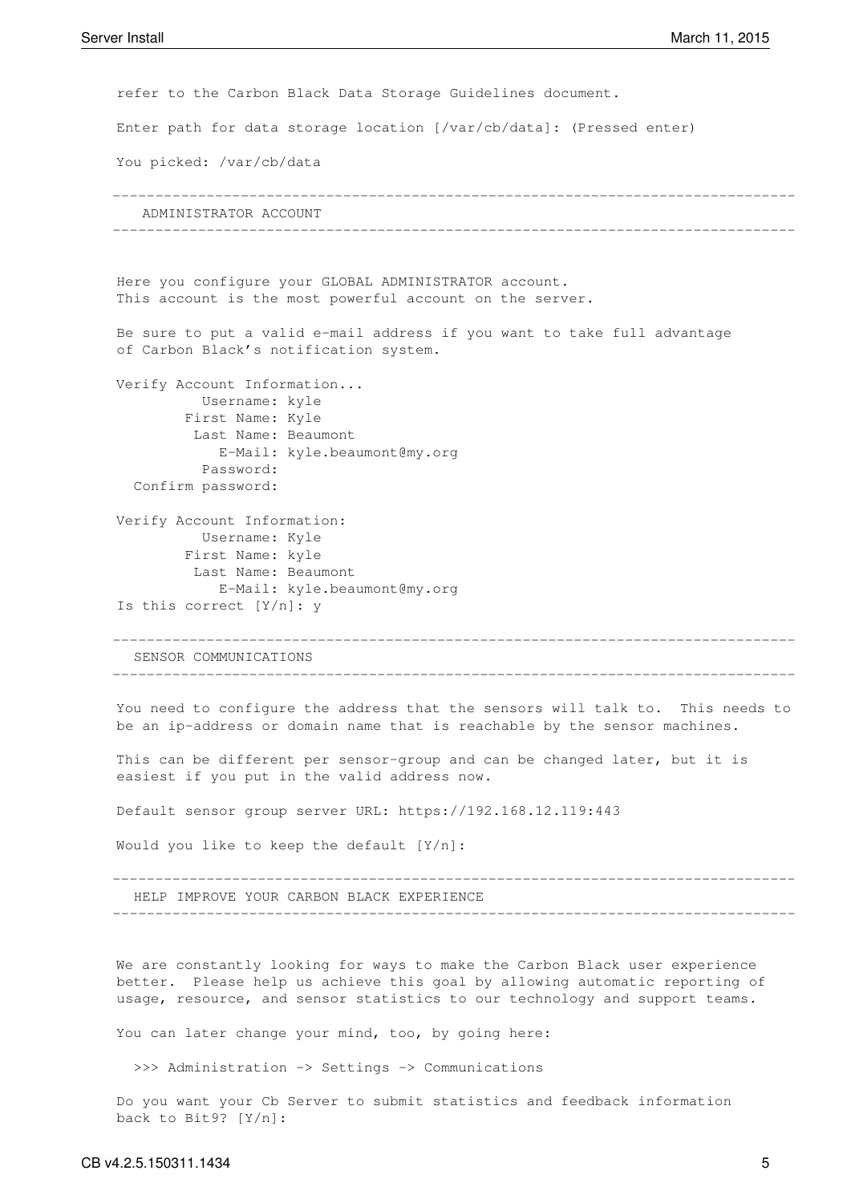```
refer to the Carbon Black Data Storage Guidelines document.

Enter path for data storage location [/var/cb/data]: (Pressed enter)

You picked: /var/cb/data

--------------------------------------------------------------------------------
   ADMINISTRATOR ACCOUNT
--------------------------------------------------------------------------------


Here you configure your GLOBAL ADMINISTRATOR account.
This account is the most powerful account on the server.

Be sure to put a valid e-mail address if you want to take full advantage
of Carbon Black's notification system.

Verify Account Information...
          Username: kyle
        First Name: Kyle
         Last Name: Beaumont
            E-Mail: kyle.beaumont@my.org
          Password:
  Confirm password:

Verify Account Information:
          Username: Kyle
        First Name: kyle
         Last Name: Beaumont
            E-Mail: kyle.beaumont@my.org
Is this correct [Y/n]: y

--------------------------------------------------------------------------------
  SENSOR COMMUNICATIONS
--------------------------------------------------------------------------------

You need to configure the address that the sensors will talk to.  This needs to
be an ip-address or domain name that is reachable by the sensor machines.

This can be different per sensor-group and can be changed later, but it is
easiest if you put in the valid address now.

Default sensor group server URL: https://192.168.12.119:443

Would you like to keep the default [Y/n]:

--------------------------------------------------------------------------------
  HELP IMPROVE YOUR CARBON BLACK EXPERIENCE
--------------------------------------------------------------------------------


We are constantly looking for ways to make the Carbon Black user experience
better.  Please help us achieve this goal by allowing automatic reporting of
usage, resource, and sensor statistics to our technology and support teams.

You can later change your mind, too, by going here:

  >>> Administration -> Settings -> Communications

Do you want your Cb Server to submit statistics and feedback information
back to Bit9? [Y/n]:
```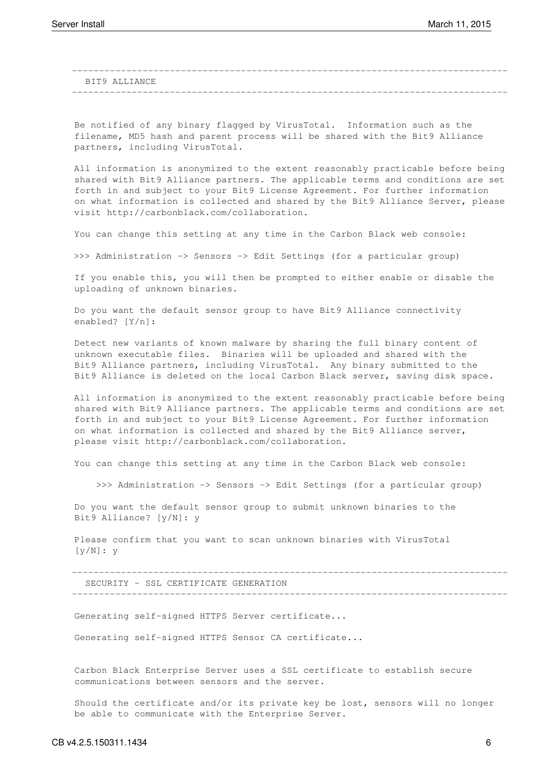```
-------------------------------------------------------------------------------
   BIT9 ALLIANCE
-------------------------------------------------------------------------------


  Be notified of any binary flagged by VirusTotal.  Information such as the
  filename, MD5 hash and parent process will be shared with the Bit9 Alliance
  partners, including VirusTotal.

  All information is anonymized to the extent reasonably practicable before being
  shared with Bit9 Alliance partners. The applicable terms and conditions are set
  forth in and subject to your Bit9 License Agreement. For further information
  on what information is collected and shared by the Bit9 Alliance Server, please
  visit http://carbonblack.com/collaboration.

  You can change this setting at any time in the Carbon Black web console:

  >>> Administration -> Sensors -> Edit Settings (for a particular group)

  If you enable this, you will then be prompted to either enable or disable the
  uploading of unknown binaries.

  Do you want the default sensor group to have Bit9 Alliance connectivity
  enabled? [Y/n]:

  Detect new variants of known malware by sharing the full binary content of
  unknown executable files.  Binaries will be uploaded and shared with the
  Bit9 Alliance partners, including VirusTotal.  Any binary submitted to the
  Bit9 Alliance is deleted on the local Carbon Black server, saving disk space.

  All information is anonymized to the extent reasonably practicable before being
  shared with Bit9 Alliance partners. The applicable terms and conditions are set
  forth in and subject to your Bit9 License Agreement. For further information
  on what information is collected and shared by the Bit9 Alliance server,
  please visit http://carbonblack.com/collaboration.

  You can change this setting at any time in the Carbon Black web console:

      >>> Administration -> Sensors -> Edit Settings (for a particular group)

  Do you want the default sensor group to submit unknown binaries to the
  Bit9 Alliance? [y/N]: y

  Please confirm that you want to scan unknown binaries with VirusTotal
  [y/N]: y

-------------------------------------------------------------------------------
   SECURITY - SSL CERTIFICATE GENERATION
-------------------------------------------------------------------------------

  Generating self-signed HTTPS Server certificate...

  Generating self-signed HTTPS Sensor CA certificate...


  Carbon Black Enterprise Server uses a SSL certificate to establish secure
  communications between sensors and the server.

  Should the certificate and/or its private key be lost, sensors will no longer
  be able to communicate with the Enterprise Server.
```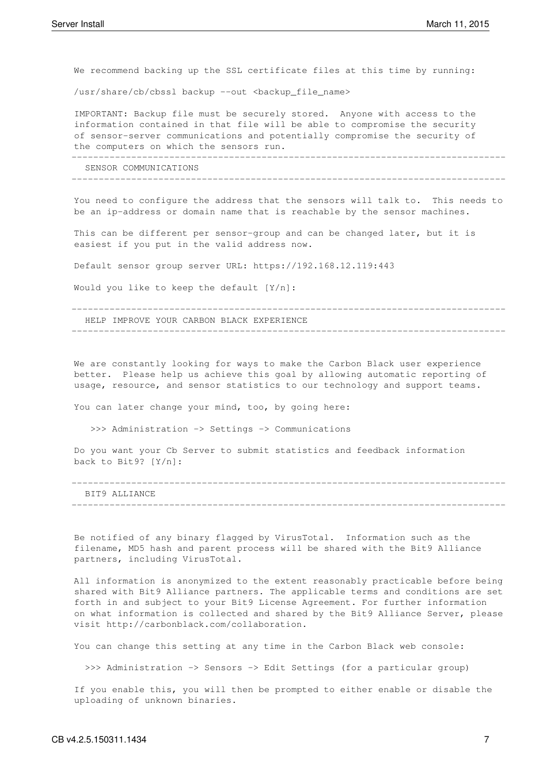```
We recommend backing up the SSL certificate files at this time by running:

/usr/share/cb/cbssl backup --out <backup_file_name>

IMPORTANT: Backup file must be securely stored.  Anyone with access to the
information contained in that file will be able to compromise the security
of sensor-server communications and potentially compromise the security of
the computers on which the sensors run.
-------------------------------------------------------------------------------
  SENSOR COMMUNICATIONS
-------------------------------------------------------------------------------

You need to configure the address that the sensors will talk to.  This needs to
be an ip-address or domain name that is reachable by the sensor machines.

This can be different per sensor-group and can be changed later, but it is
easiest if you put in the valid address now.

Default sensor group server URL: https://192.168.12.119:443

Would you like to keep the default [Y/n]:

-------------------------------------------------------------------------------
  HELP IMPROVE YOUR CARBON BLACK EXPERIENCE
-------------------------------------------------------------------------------


We are constantly looking for ways to make the Carbon Black user experience
better.  Please help us achieve this goal by allowing automatic reporting of
usage, resource, and sensor statistics to our technology and support teams.

You can later change your mind, too, by going here:

   >>> Administration -> Settings -> Communications

Do you want your Cb Server to submit statistics and feedback information
back to Bit9? [Y/n]:

-------------------------------------------------------------------------------
  BIT9 ALLIANCE
-------------------------------------------------------------------------------


Be notified of any binary flagged by VirusTotal.  Information such as the
filename, MD5 hash and parent process will be shared with the Bit9 Alliance
partners, including VirusTotal.

All information is anonymized to the extent reasonably practicable before being
shared with Bit9 Alliance partners. The applicable terms and conditions are set
forth in and subject to your Bit9 License Agreement. For further information
on what information is collected and shared by the Bit9 Alliance Server, please
visit http://carbonblack.com/collaboration.

You can change this setting at any time in the Carbon Black web console:

  >>> Administration -> Sensors -> Edit Settings (for a particular group)

If you enable this, you will then be prompted to either enable or disable the
uploading of unknown binaries.
```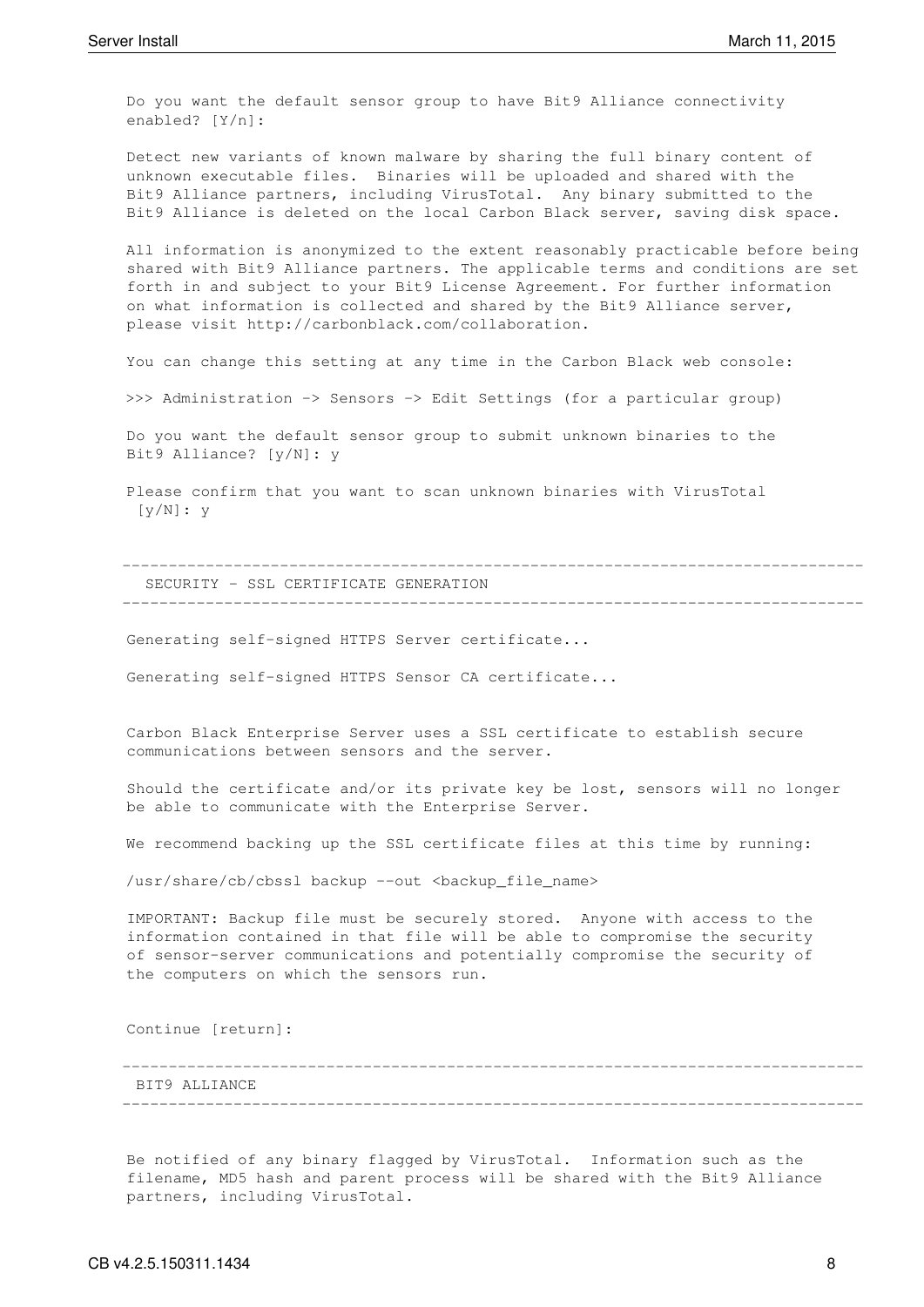```
Do you want the default sensor group to have Bit9 Alliance connectivity
enabled? [Y/n]:

Detect new variants of known malware by sharing the full binary content of
unknown executable files.  Binaries will be uploaded and shared with the
Bit9 Alliance partners, including VirusTotal.  Any binary submitted to the
Bit9 Alliance is deleted on the local Carbon Black server, saving disk space.

All information is anonymized to the extent reasonably practicable before being
shared with Bit9 Alliance partners. The applicable terms and conditions are set
forth in and subject to your Bit9 License Agreement. For further information
on what information is collected and shared by the Bit9 Alliance server,
please visit http://carbonblack.com/collaboration.

You can change this setting at any time in the Carbon Black web console:

>>> Administration -> Sensors -> Edit Settings (for a particular group)

Do you want the default sensor group to submit unknown binaries to the
Bit9 Alliance? [y/N]: y

Please confirm that you want to scan unknown binaries with VirusTotal
 [y/N]: y


--------------------------------------------------------------------------------
  SECURITY - SSL CERTIFICATE GENERATION
--------------------------------------------------------------------------------

Generating self-signed HTTPS Server certificate...

Generating self-signed HTTPS Sensor CA certificate...


Carbon Black Enterprise Server uses a SSL certificate to establish secure
communications between sensors and the server.

Should the certificate and/or its private key be lost, sensors will no longer
be able to communicate with the Enterprise Server.

We recommend backing up the SSL certificate files at this time by running:

/usr/share/cb/cbssl backup --out <backup_file_name>

IMPORTANT: Backup file must be securely stored.  Anyone with access to the
information contained in that file will be able to compromise the security
of sensor-server communications and potentially compromise the security of
the computers on which the sensors run.


Continue [return]:

--------------------------------------------------------------------------------
 BIT9 ALLIANCE
--------------------------------------------------------------------------------


Be notified of any binary flagged by VirusTotal.  Information such as the
filename, MD5 hash and parent process will be shared with the Bit9 Alliance
partners, including VirusTotal.
```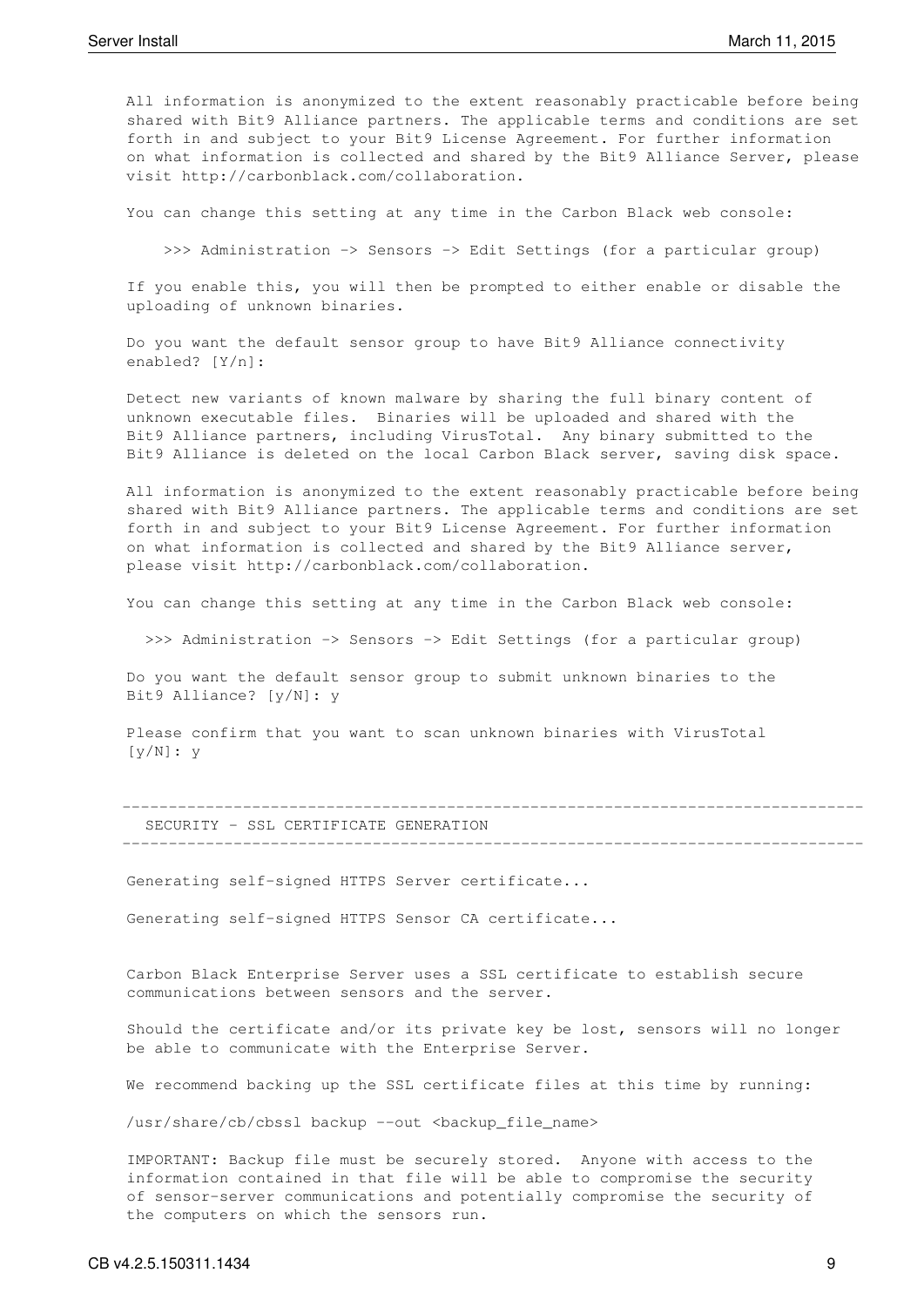```
All information is anonymized to the extent reasonably practicable before being
shared with Bit9 Alliance partners. The applicable terms and conditions are set
forth in and subject to your Bit9 License Agreement. For further information
on what information is collected and shared by the Bit9 Alliance Server, please
visit http://carbonblack.com/collaboration.

You can change this setting at any time in the Carbon Black web console:

    >>> Administration -> Sensors -> Edit Settings (for a particular group)

If you enable this, you will then be prompted to either enable or disable the
uploading of unknown binaries.

Do you want the default sensor group to have Bit9 Alliance connectivity
enabled? [Y/n]:

Detect new variants of known malware by sharing the full binary content of
unknown executable files.  Binaries will be uploaded and shared with the
Bit9 Alliance partners, including VirusTotal.  Any binary submitted to the
Bit9 Alliance is deleted on the local Carbon Black server, saving disk space.

All information is anonymized to the extent reasonably practicable before being
shared with Bit9 Alliance partners. The applicable terms and conditions are set
forth in and subject to your Bit9 License Agreement. For further information
on what information is collected and shared by the Bit9 Alliance server,
please visit http://carbonblack.com/collaboration.

You can change this setting at any time in the Carbon Black web console:

  >>> Administration -> Sensors -> Edit Settings (for a particular group)

Do you want the default sensor group to submit unknown binaries to the
Bit9 Alliance? [y/N]: y

Please confirm that you want to scan unknown binaries with VirusTotal
[y/N]: y


-------------------------------------------------------------------------------
  SECURITY - SSL CERTIFICATE GENERATION
-------------------------------------------------------------------------------

Generating self-signed HTTPS Server certificate...

Generating self-signed HTTPS Sensor CA certificate...


Carbon Black Enterprise Server uses a SSL certificate to establish secure
communications between sensors and the server.

Should the certificate and/or its private key be lost, sensors will no longer
be able to communicate with the Enterprise Server.

We recommend backing up the SSL certificate files at this time by running:

/usr/share/cb/cbssl backup --out <backup_file_name>

IMPORTANT: Backup file must be securely stored.  Anyone with access to the
information contained in that file will be able to compromise the security
of sensor-server communications and potentially compromise the security of
the computers on which the sensors run.
```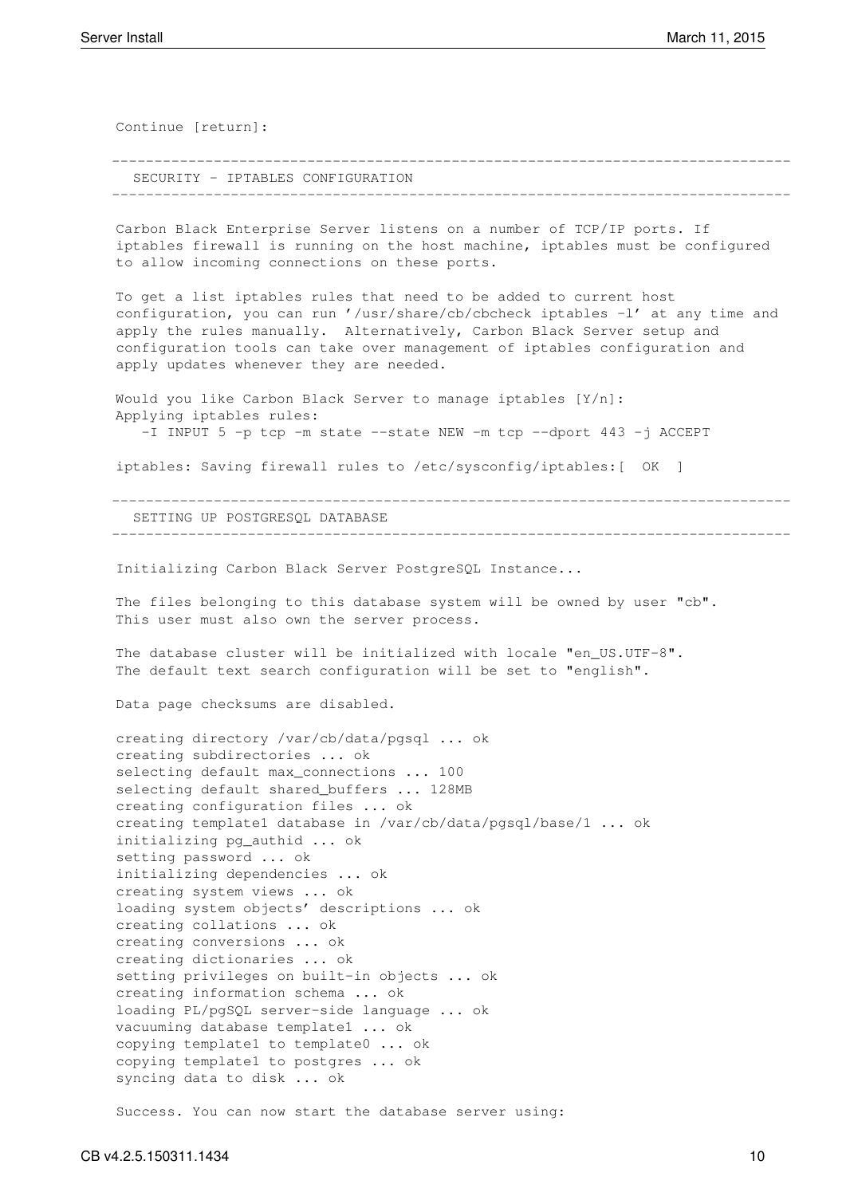```
Continue [return]:

--------------------------------------------------------------------------------
  SECURITY - IPTABLES CONFIGURATION
--------------------------------------------------------------------------------

Carbon Black Enterprise Server listens on a number of TCP/IP ports. If
iptables firewall is running on the host machine, iptables must be configured
to allow incoming connections on these ports.

To get a list iptables rules that need to be added to current host
configuration, you can run '/usr/share/cb/cbcheck iptables -l' at any time and
apply the rules manually.  Alternatively, Carbon Black Server setup and
configuration tools can take over management of iptables configuration and
apply updates whenever they are needed.

Would you like Carbon Black Server to manage iptables [Y/n]:
Applying iptables rules:
   -I INPUT 5 -p tcp -m state --state NEW -m tcp --dport 443 -j ACCEPT

iptables: Saving firewall rules to /etc/sysconfig/iptables:[  OK  ]

--------------------------------------------------------------------------------
  SETTING UP POSTGRESQL DATABASE
--------------------------------------------------------------------------------

Initializing Carbon Black Server PostgreSQL Instance...

The files belonging to this database system will be owned by user "cb".
This user must also own the server process.

The database cluster will be initialized with locale "en_US.UTF-8".
The default text search configuration will be set to "english".

Data page checksums are disabled.

creating directory /var/cb/data/pgsql ... ok
creating subdirectories ... ok
selecting default max_connections ... 100
selecting default shared_buffers ... 128MB
creating configuration files ... ok
creating template1 database in /var/cb/data/pgsql/base/1 ... ok
initializing pg_authid ... ok
setting password ... ok
initializing dependencies ... ok
creating system views ... ok
loading system objects' descriptions ... ok
creating collations ... ok
creating conversions ... ok
creating dictionaries ... ok
setting privileges on built-in objects ... ok
creating information schema ... ok
loading PL/pgSQL server-side language ... ok
vacuuming database template1 ... ok
copying template1 to template0 ... ok
copying template1 to postgres ... ok
syncing data to disk ... ok

Success. You can now start the database server using:
```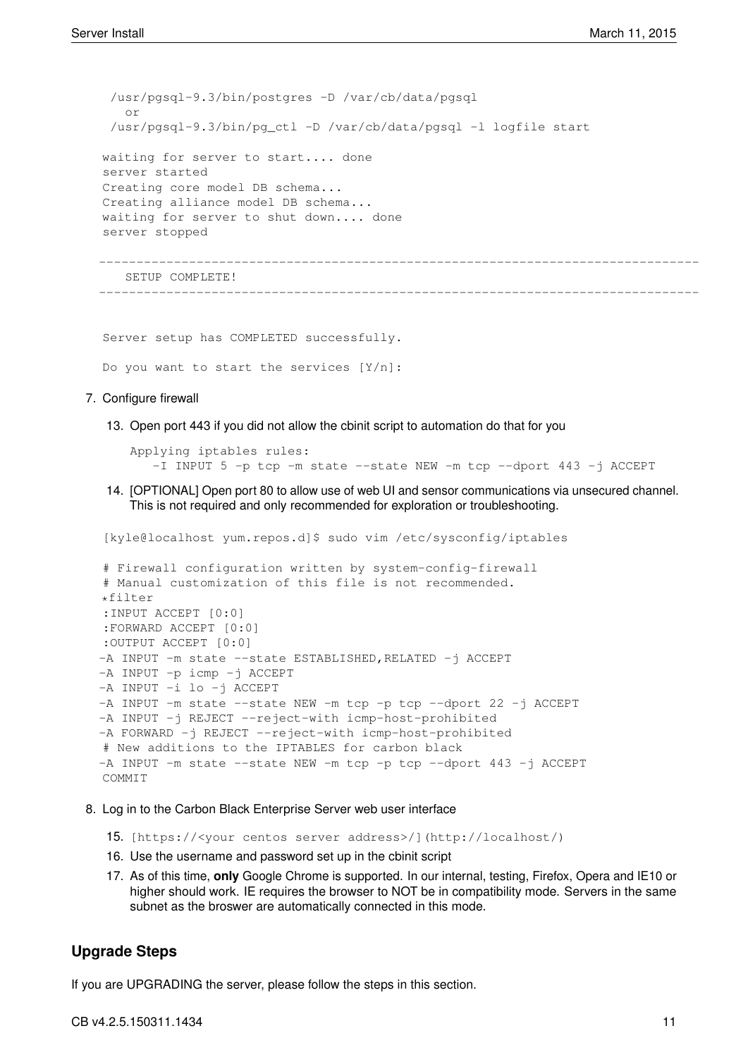```
/usr/pgsql-9.3/bin/postgres -D /var/cb/data/pgsql
  or
/usr/pgsql-9.3/bin/pg_ctl -D /var/cb/data/pgsql -l logfile start

waiting for server to start.... done
server started
Creating core model DB schema...
Creating alliance model DB schema...
waiting for server to shut down.... done
server stopped

--------------------------------------------------------------------------------
   SETUP COMPLETE!
--------------------------------------------------------------------------------


Server setup has COMPLETED successfully.

Do you want to start the services [Y/n]:
```

7. Configure firewall

   13. Open port 443 if you did not allow the cbinit script to automation do that for you

   ```
   Applying iptables rules:
      -I INPUT 5 -p tcp -m state --state NEW -m tcp --dport 443 -j ACCEPT
   ```

   14. [OPTIONAL] Open port 80 to allow use of web UI and sensor communications via unsecured channel. This is not required and only recommended for exploration or troubleshooting.

```
[kyle@localhost yum.repos.d]$ sudo vim /etc/sysconfig/iptables

# Firewall configuration written by system-config-firewall
# Manual customization of this file is not recommended.
*filter
:INPUT ACCEPT [0:0]
:FORWARD ACCEPT [0:0]
:OUTPUT ACCEPT [0:0]
-A INPUT -m state --state ESTABLISHED,RELATED -j ACCEPT
-A INPUT -p icmp -j ACCEPT
-A INPUT -i lo -j ACCEPT
-A INPUT -m state --state NEW -m tcp -p tcp --dport 22 -j ACCEPT
-A INPUT -j REJECT --reject-with icmp-host-prohibited
-A FORWARD -j REJECT --reject-with icmp-host-prohibited
# New additions to the IPTABLES for carbon black
-A INPUT -m state --state NEW -m tcp -p tcp --dport 443 -j ACCEPT
COMMIT
```

8. Log in to the Carbon Black Enterprise Server web user interface

   15. `[https://<your centos server address>/](http://localhost/)`
   16. Use the username and password set up in the cbinit script
   17. As of this time, **only** Google Chrome is supported. In our internal, testing, Firefox, Opera and IE10 or higher should work. IE requires the browser to NOT be in compatibility mode. Servers in the same subnet as the broswer are automatically connected in this mode.

## Upgrade Steps

If you are UPGRADING the server, please follow the steps in this section.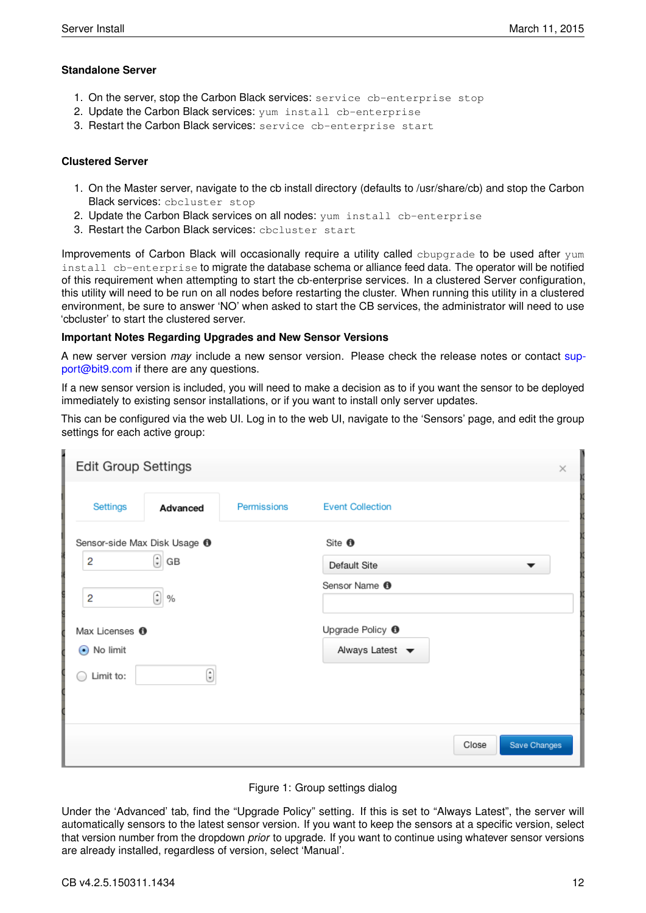### Standalone Server

1. On the server, stop the Carbon Black services: `service cb-enterprise stop`
2. Update the Carbon Black services: `yum install cb-enterprise`
3. Restart the Carbon Black services: `service cb-enterprise start`

### Clustered Server

1. On the Master server, navigate to the cb install directory (defaults to /usr/share/cb) and stop the Carbon Black services: `cbcluster stop`
2. Update the Carbon Black services on all nodes: `yum install cb-enterprise`
3. Restart the Carbon Black services: `cbcluster start`

Improvements of Carbon Black will occasionally require a utility called `cbupgrade` to be used after `yum install cb-enterprise` to migrate the database schema or alliance feed data. The operator will be notified of this requirement when attempting to start the cb-enterprise services. In a clustered Server configuration, this utility will need to be run on all nodes before restarting the cluster. When running this utility in a clustered environment, be sure to answer 'NO' when asked to start the CB services, the administrator will need to use 'cbcluster' to start the clustered server.

**Important Notes Regarding Upgrades and New Sensor Versions**

A new server version *may* include a new sensor version. Please check the release notes or contact support@bit9.com if there are any questions.

If a new sensor version is included, you will need to make a decision as to if you want the sensor to be deployed immediately to existing sensor installations, or if you want to install only server updates.

This can be configured via the web UI. Log in to the web UI, navigate to the 'Sensors' page, and edit the group settings for each active group:

Figure 1: Group settings dialog

Under the 'Advanced' tab, find the "Upgrade Policy" setting. If this is set to "Always Latest", the server will automatically sensors to the latest sensor version. If you want to keep the sensors at a specific version, select that version number from the dropdown *prior* to upgrade. If you want to continue using whatever sensor versions are already installed, regardless of version, select 'Manual'.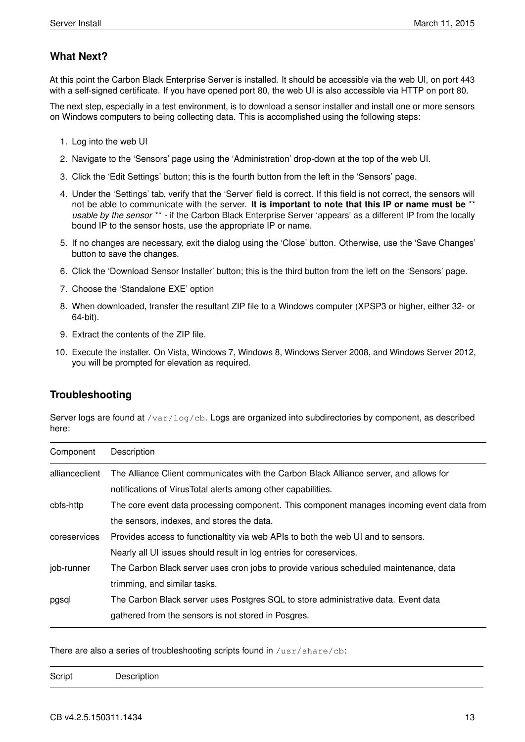## What Next?

At this point the Carbon Black Enterprise Server is installed. It should be accessible via the web UI, on port 443 with a self-signed certificate. If you have opened port 80, the web UI is also accessible via HTTP on port 80.

The next step, especially in a test environment, is to download a sensor installer and install one or more sensors on Windows computers to being collecting data. This is accomplished using the following steps:

1. Log into the web UI
2. Navigate to the 'Sensors' page using the 'Administration' drop-down at the top of the web UI.
3. Click the 'Edit Settings' button; this is the fourth button from the left in the 'Sensors' page.
4. Under the 'Settings' tab, verify that the 'Server' field is correct. If this field is not correct, the sensors will not be able to communicate with the server. **It is important to note that this IP or name must be** ** *usable by the sensor* ** - if the Carbon Black Enterprise Server 'appears' as a different IP from the locally bound IP to the sensor hosts, use the appropriate IP or name.
5. If no changes are necessary, exit the dialog using the 'Close' button. Otherwise, use the 'Save Changes' button to save the changes.
6. Click the 'Download Sensor Installer' button; this is the third button from the left on the 'Sensors' page.
7. Choose the 'Standalone EXE' option
8. When downloaded, transfer the resultant ZIP file to a Windows computer (XPSP3 or higher, either 32- or 64-bit).
9. Extract the contents of the ZIP file.
10. Execute the installer. On Vista, Windows 7, Windows 8, Windows Server 2008, and Windows Server 2012, you will be prompted for elevation as required.

## Troubleshooting

Server logs are found at `/var/log/cb`. Logs are organized into subdirectories by component, as described here:

| Component | Description |
|---|---|
| allianceclient | The Alliance Client communicates with the Carbon Black Alliance server, and allows for notifications of VirusTotal alerts among other capabilities. |
| cbfs-http | The core event data processing component. This component manages incoming event data from the sensors, indexes, and stores the data. |
| coreservices | Provides access to functionaltity via web APIs to both the web UI and to sensors. Nearly all UI issues should result in log entries for coreservices. |
| job-runner | The Carbon Black server uses cron jobs to provide various scheduled maintenance, data trimming, and similar tasks. |
| pgsql | The Carbon Black server uses Postgres SQL to store administrative data. Event data gathered from the sensors is not stored in Posgres. |

There are also a series of troubleshooting scripts found in `/usr/share/cb`:

| Script | Description |
|---|---|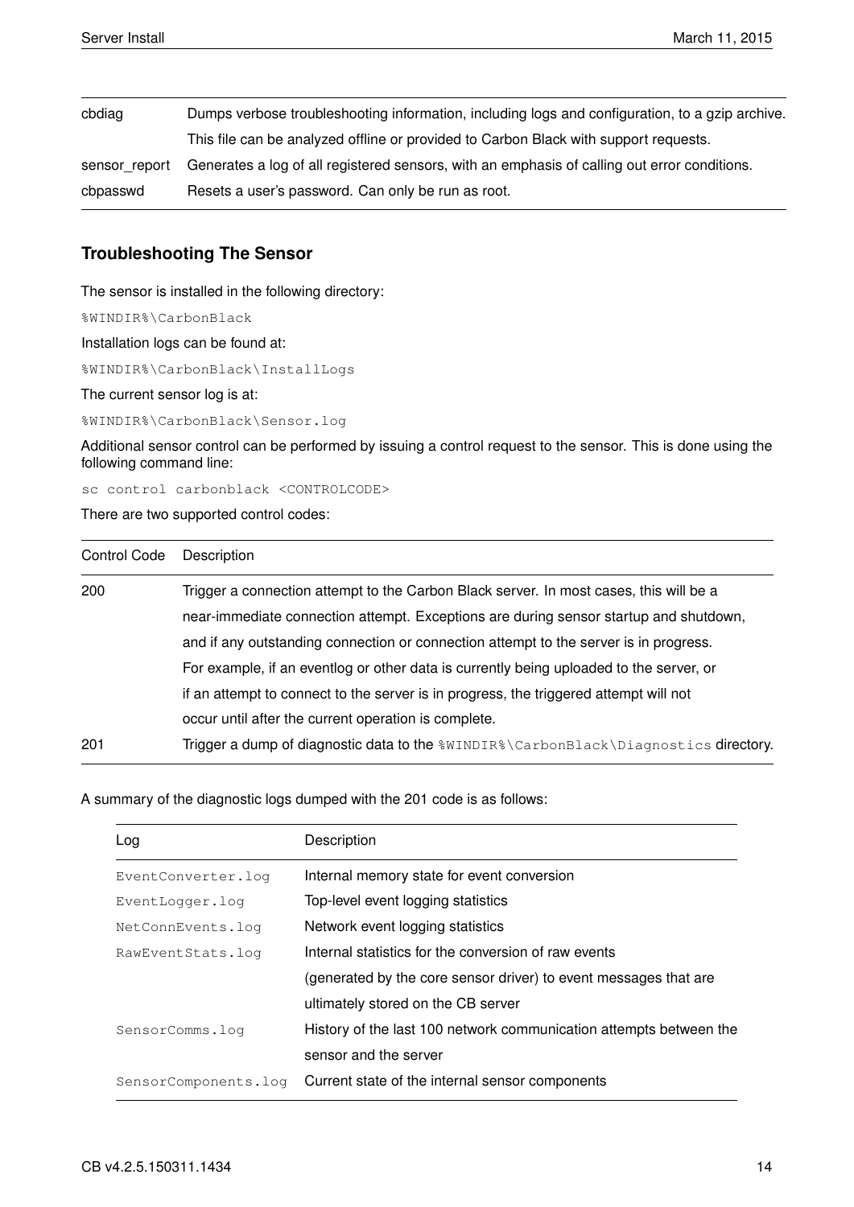| | |
|---|---|
| cbdiag | Dumps verbose troubleshooting information, including logs and configuration, to a gzip archive. This file can be analyzed offline or provided to Carbon Black with support requests. |
| sensor_report | Generates a log of all registered sensors, with an emphasis of calling out error conditions. |
| cbpasswd | Resets a user's password. Can only be run as root. |

### Troubleshooting The Sensor

The sensor is installed in the following directory:

`%WINDIR%\CarbonBlack`

Installation logs can be found at:

`%WINDIR%\CarbonBlack\InstallLogs`

The current sensor log is at:

`%WINDIR%\CarbonBlack\Sensor.log`

Additional sensor control can be performed by issuing a control request to the sensor. This is done using the following command line:

```
sc control carbonblack <CONTROLCODE>
```

There are two supported control codes:

| Control Code | Description |
|---|---|
| 200 | Trigger a connection attempt to the Carbon Black server. In most cases, this will be a near-immediate connection attempt. Exceptions are during sensor startup and shutdown, and if any outstanding connection or connection attempt to the server is in progress. For example, if an eventlog or other data is currently being uploaded to the server, or if an attempt to connect to the server is in progress, the triggered attempt will not occur until after the current operation is complete. |
| 201 | Trigger a dump of diagnostic data to the `%WINDIR%\CarbonBlack\Diagnostics` directory. |

A summary of the diagnostic logs dumped with the 201 code is as follows:

| Log | Description |
|---|---|
| `EventConverter.log` | Internal memory state for event conversion |
| `EventLogger.log` | Top-level event logging statistics |
| `NetConnEvents.log` | Network event logging statistics |
| `RawEventStats.log` | Internal statistics for the conversion of raw events (generated by the core sensor driver) to event messages that are ultimately stored on the CB server |
| `SensorComms.log` | History of the last 100 network communication attempts between the sensor and the server |
| `SensorComponents.log` | Current state of the internal sensor components |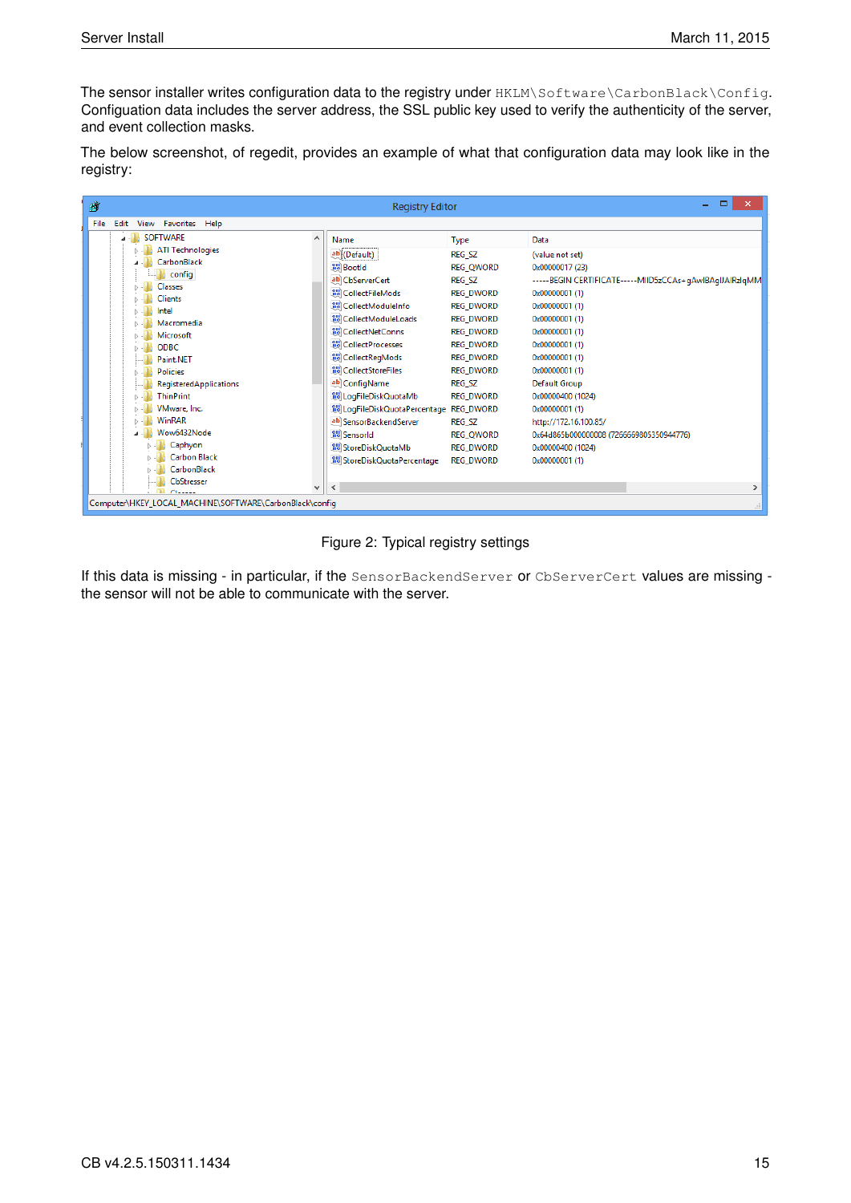The sensor installer writes configuration data to the registry under `HKLM\Software\CarbonBlack\Config`. Configuation data includes the server address, the SSL public key used to verify the authenticity of the server, and event collection masks.

The below screenshot, of regedit, provides an example of what that configuration data may look like in the registry:

Figure 2: Typical registry settings

If this data is missing - in particular, if the `SensorBackendServer` or `CbServerCert` values are missing - the sensor will not be able to communicate with the server.